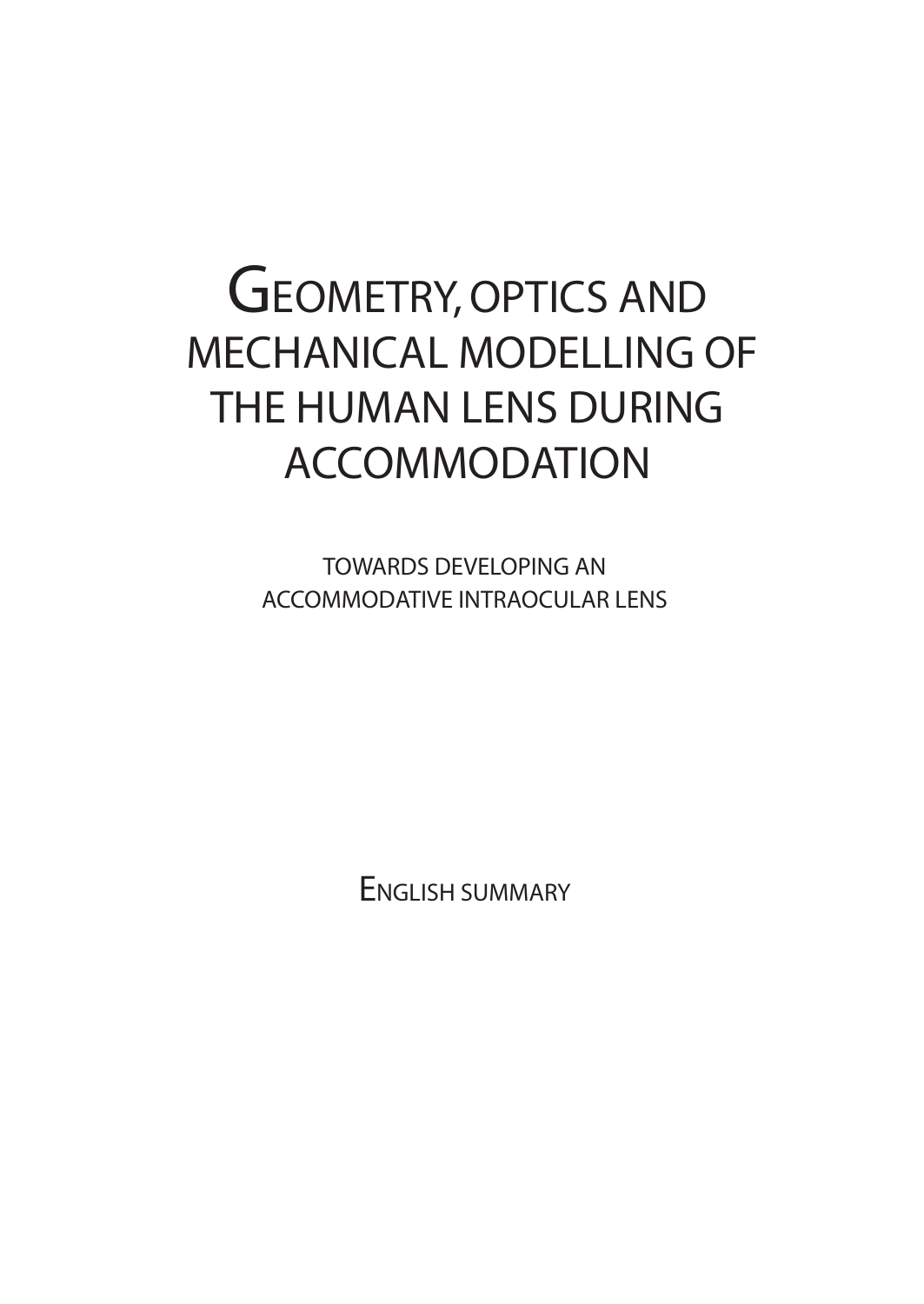# GEOMETRY, OPTICS AND MECHANICAL MODELLING OF THE HUMAN LENS DURING ACCOMMODATION

TOWARDS DEVELOPING AN ACCOMMODATIVE INTRAOCULAR LENS

ENGLISH SUMMARY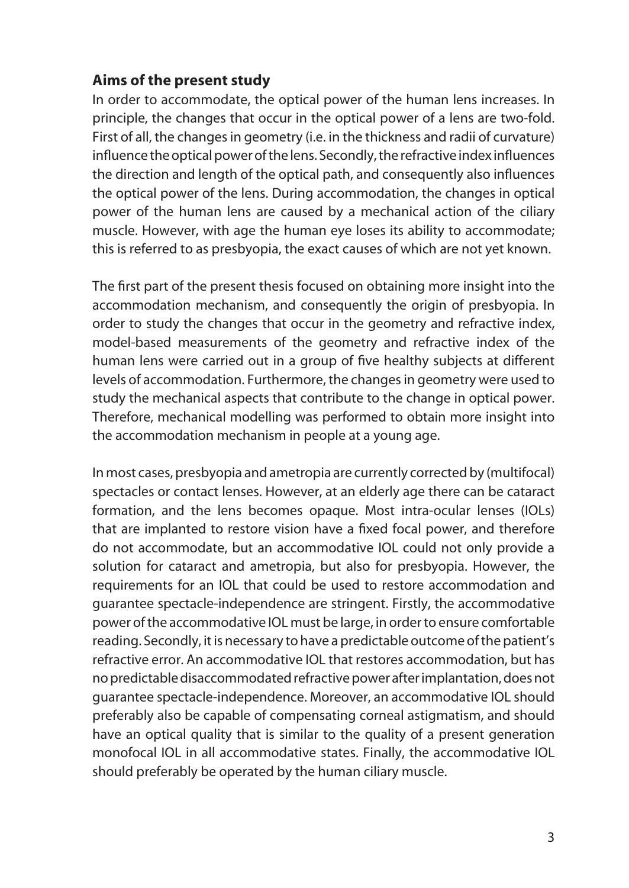### Aims of the present study

In order to accommodate, the optical power of the human lens increases. In principle, the changes that occur in the optical power of a lens are two-fold. First of all, the changes in geometry (i.e. in the thickness and radii of curvature) influence the optical power of the lens. Secondly, the refractive index influences the direction and length of the optical path, and consequently also influences the optical power of the lens. During accommodation, the changes in optical power of the human lens are caused by a mechanical action of the ciliary muscle. However, with age the human eye loses its ability to accommodate; this is referred to as presbyopia, the exact causes of which are not yet known.

The first part of the present thesis focused on obtaining more insight into the accommodation mechanism, and consequently the origin of presbyopia. In order to study the changes that occur in the geometry and refractive index, model-based measurements of the geometry and refractive index of the human lens were carried out in a group of five healthy subjects at different levels of accommodation. Furthermore, the changes in geometry were used to study the mechanical aspects that contribute to the change in optical power. Therefore, mechanical modelling was performed to obtain more insight into the accommodation mechanism in people at a young age.

In most cases, presbyopia and ametropia are currently corrected by (multifocal) spectacles or contact lenses. However, at an elderly age there can be cataract formation, and the lens becomes opaque. Most intra-ocular lenses (IOLs) that are implanted to restore vision have a fixed focal power, and therefore do not accommodate, but an accommodative IOL could not only provide a solution for cataract and ametropia, but also for presbyopia. However, the requirements for an IOL that could be used to restore accommodation and guarantee spectacle-independence are stringent. Firstly, the accommodative power of the accommodative IOL must be large, in order to ensure comfortable reading. Secondly, it is necessary to have a predictable outcome of the patient's refractive error. An accommodative IOL that restores accommodation, but has no predictable disaccommodated refractive power after implantation, does not guarantee spectacle-independence. Moreover, an accommodative IOL should preferably also be capable of compensating corneal astigmatism, and should have an optical quality that is similar to the quality of a present generation monofocal IOL in all accommodative states. Finally, the accommodative IOL should preferably be operated by the human ciliary muscle.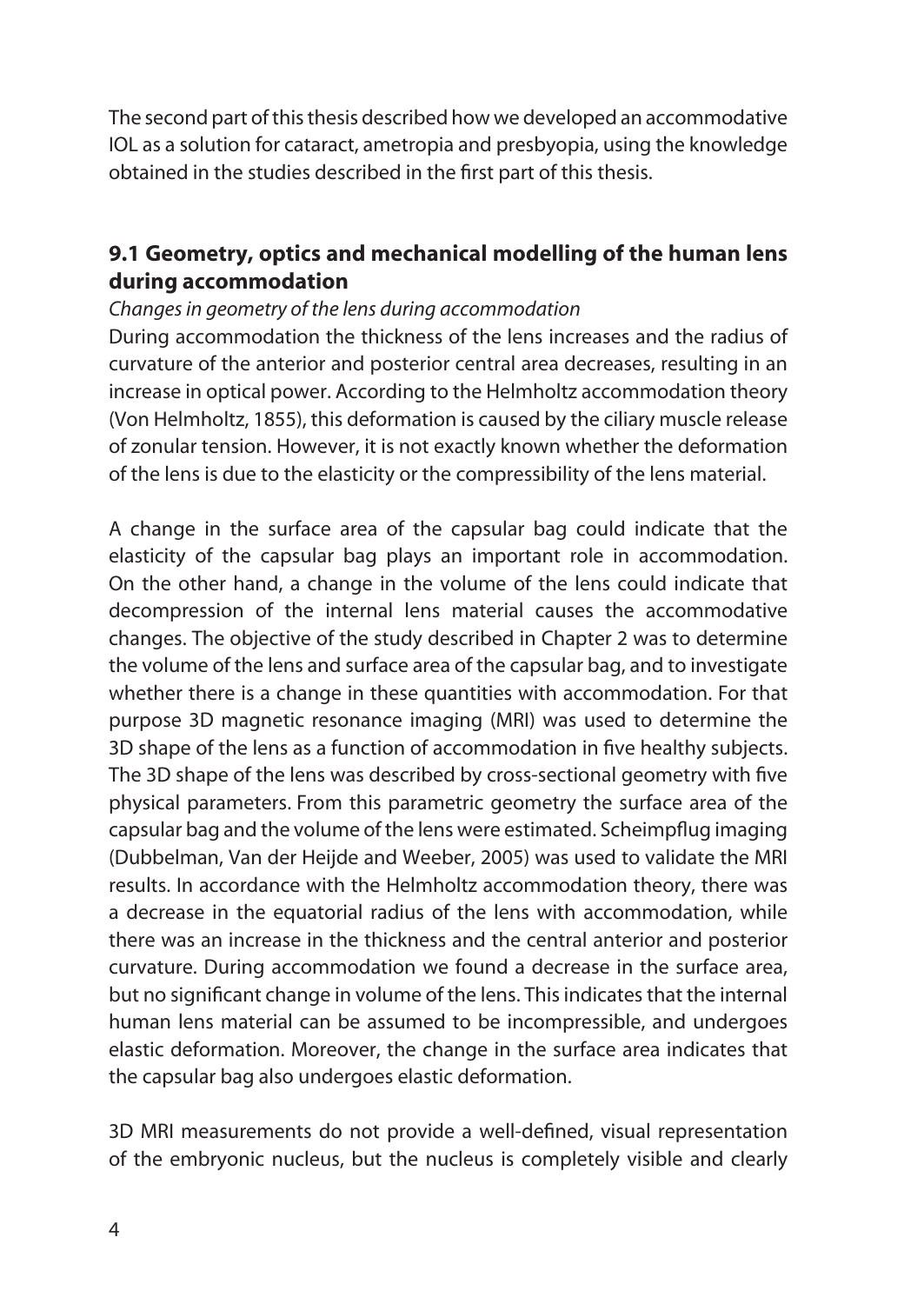The second part of this thesis described how we developed an accommodative IOL as a solution for cataract, ametropia and presbyopia, using the knowledge obtained in the studies described in the first part of this thesis.

## 9.1 Geometry, optics and mechanical modelling of the human lens during accommodation

*Changes in geometry of the lens during accommodation*

During accommodation the thickness of the lens increases and the radius of curvature of the anterior and posterior central area decreases, resulting in an increase in optical power. According to the Helmholtz accommodation theory (Von Helmholtz, 1855), this deformation is caused by the ciliary muscle release of zonular tension. However, it is not exactly known whether the deformation of the lens is due to the elasticity or the compressibility of the lens material.

A change in the surface area of the capsular bag could indicate that the elasticity of the capsular bag plays an important role in accommodation. On the other hand, a change in the volume of the lens could indicate that decompression of the internal lens material causes the accommodative changes. The objective of the study described in Chapter 2 was to determine the volume of the lens and surface area of the capsular bag, and to investigate whether there is a change in these quantities with accommodation. For that purpose 3D magnetic resonance imaging (MRI) was used to determine the 3D shape of the lens as a function of accommodation in five healthy subjects. The 3D shape of the lens was described by cross-sectional geometry with five physical parameters. From this parametric geometry the surface area of the capsular bag and the volume of the lens were estimated. Scheimpflug imaging (Dubbelman, Van der Heijde and Weeber, 2005) was used to validate the MRI results. In accordance with the Helmholtz accommodation theory, there was a decrease in the equatorial radius of the lens with accommodation, while there was an increase in the thickness and the central anterior and posterior curvature. During accommodation we found a decrease in the surface area, but no significant change in volume of the lens. This indicates that the internal human lens material can be assumed to be incompressible, and undergoes elastic deformation. Moreover, the change in the surface area indicates that the capsular bag also undergoes elastic deformation.

3D MRI measurements do not provide a well-defined, visual representation of the embryonic nucleus, but the nucleus is completely visible and clearly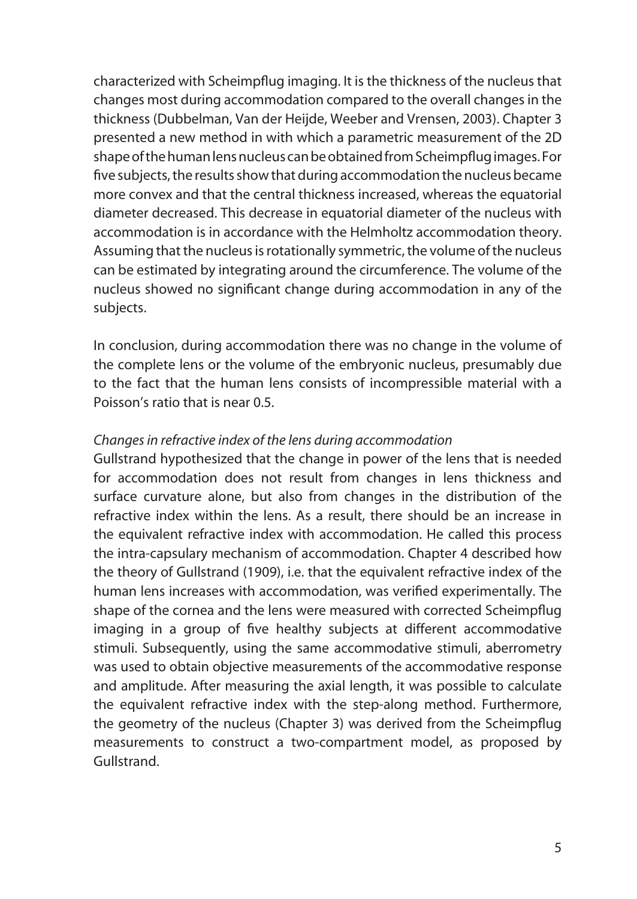characterized with Scheimpflug imaging. It is the thickness of the nucleus that changes most during accommodation compared to the overall changes in the thickness (Dubbelman, Van der Heijde, Weeber and Vrensen, 2003). Chapter 3 presented a new method in with which a parametric measurement of the 2D shape of the human lens nucleus can be obtained from Scheimpflug images. For five subjects, the results show that during accommodation the nucleus became more convex and that the central thickness increased, whereas the equatorial diameter decreased. This decrease in equatorial diameter of the nucleus with accommodation is in accordance with the Helmholtz accommodation theory. Assuming that the nucleus is rotationally symmetric, the volume of the nucleus can be estimated by integrating around the circumference. The volume of the nucleus showed no significant change during accommodation in any of the subjects.

In conclusion, during accommodation there was no change in the volume of the complete lens or the volume of the embryonic nucleus, presumably due to the fact that the human lens consists of incompressible material with a Poisson's ratio that is near 0.5.

*Changes in refractive index of the lens during accommodation*

Gullstrand hypothesized that the change in power of the lens that is needed for accommodation does not result from changes in lens thickness and surface curvature alone, but also from changes in the distribution of the refractive index within the lens. As a result, there should be an increase in the equivalent refractive index with accommodation. He called this process the intra-capsulary mechanism of accommodation. Chapter 4 described how the theory of Gullstrand (1909), i.e. that the equivalent refractive index of the human lens increases with accommodation, was verified experimentally. The shape of the cornea and the lens were measured with corrected Scheimpflug imaging in a group of five healthy subjects at different accommodative stimuli. Subsequently, using the same accommodative stimuli, aberrometry was used to obtain objective measurements of the accommodative response and amplitude. After measuring the axial length, it was possible to calculate the equivalent refractive index with the step-along method. Furthermore, the geometry of the nucleus (Chapter 3) was derived from the Scheimpflug measurements to construct a two-compartment model, as proposed by Gullstrand.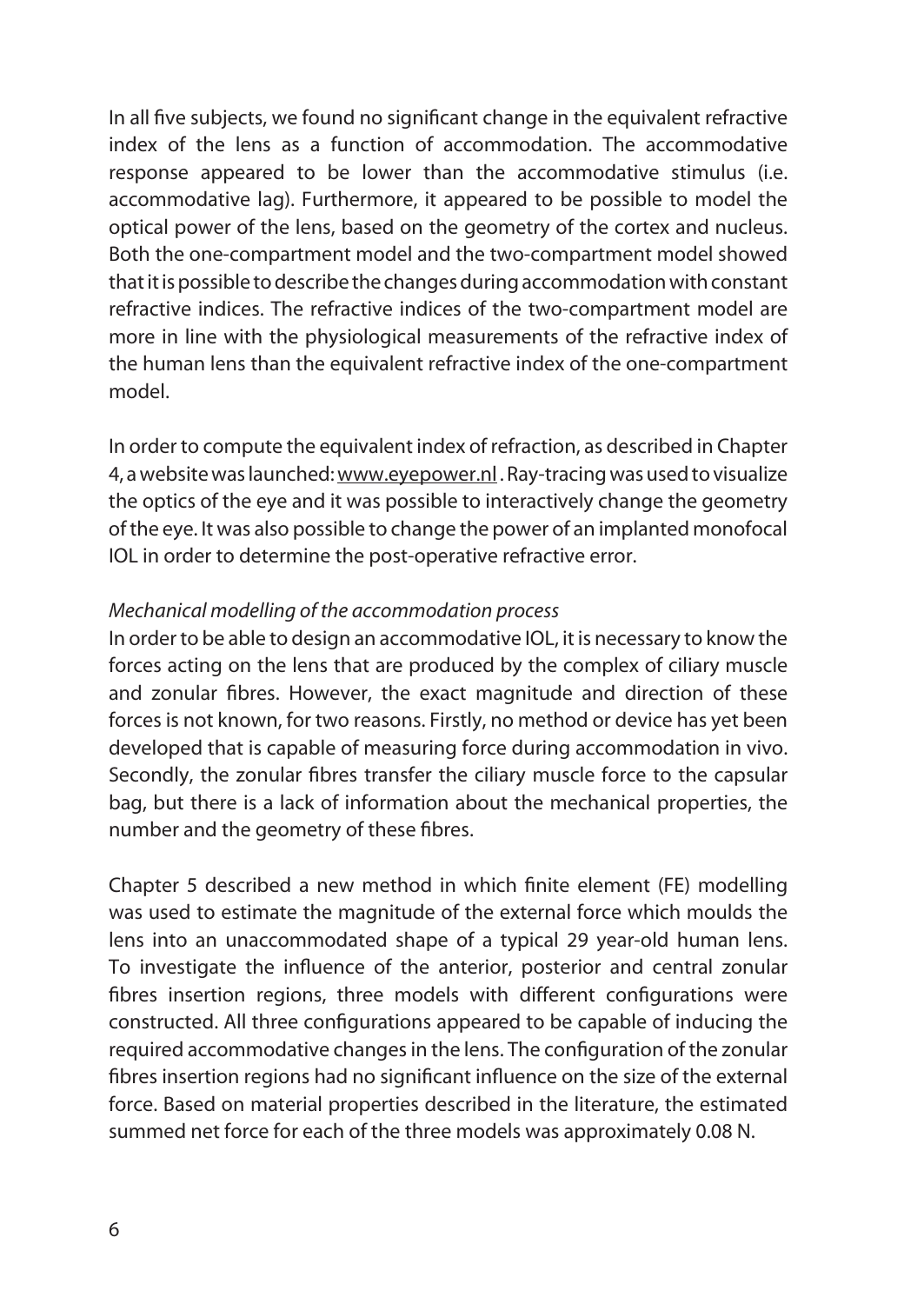In all five subjects, we found no significant change in the equivalent refractive index of the lens as a function of accommodation. The accommodative response appeared to be lower than the accommodative stimulus (i.e. accommodative lag). Furthermore, it appeared to be possible to model the optical power of the lens, based on the geometry of the cortex and nucleus. Both the one-compartment model and the two-compartment model showed that it is possible to describe the changes during accommodation with constant refractive indices. The refractive indices of the two-compartment model are more in line with the physiological measurements of the refractive index of the human lens than the equivalent refractive index of the one-compartment model.

In order to compute the equivalent index of refraction, as described in Chapter 4, a website was launched: www.eyepower.nl . Ray-tracing was used to visualize the optics of the eye and it was possible to interactively change the geometry of the eye. It was also possible to change the power of an implanted monofocal IOL in order to determine the post-operative refractive error.

*Mechanical modelling of the accommodation process*

In order to be able to design an accommodative IOL, it is necessary to know the forces acting on the lens that are produced by the complex of ciliary muscle and zonular fibres. However, the exact magnitude and direction of these forces is not known, for two reasons. Firstly, no method or device has yet been developed that is capable of measuring force during accommodation in vivo. Secondly, the zonular fibres transfer the ciliary muscle force to the capsular bag, but there is a lack of information about the mechanical properties, the number and the geometry of these fibres.

Chapter 5 described a new method in which finite element (FE) modelling was used to estimate the magnitude of the external force which moulds the lens into an unaccommodated shape of a typical 29 year-old human lens. To investigate the influence of the anterior, posterior and central zonular fibres insertion regions, three models with different configurations were constructed. All three configurations appeared to be capable of inducing the required accommodative changes in the lens. The configuration of the zonular fibres insertion regions had no significant influence on the size of the external force. Based on material properties described in the literature, the estimated summed net force for each of the three models was approximately 0.08 N.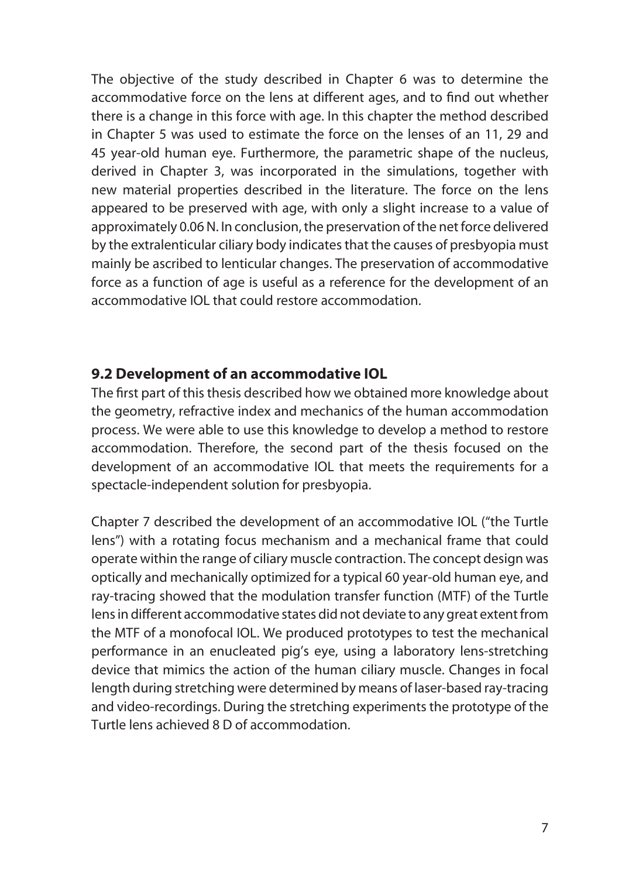The objective of the study described in Chapter 6 was to determine the accommodative force on the lens at different ages, and to find out whether there is a change in this force with age. In this chapter the method described in Chapter 5 was used to estimate the force on the lenses of an 11, 29 and 45 year-old human eye. Furthermore, the parametric shape of the nucleus, derived in Chapter 3, was incorporated in the simulations, together with new material properties described in the literature. The force on the lens appeared to be preserved with age, with only a slight increase to a value of approximately 0.06 N. In conclusion, the preservation of the net force delivered by the extralenticular ciliary body indicates that the causes of presbyopia must mainly be ascribed to lenticular changes. The preservation of accommodative force as a function of age is useful as a reference for the development of an accommodative IOL that could restore accommodation.

## 9.2 Development of an accommodative IOL

The first part of this thesis described how we obtained more knowledge about the geometry, refractive index and mechanics of the human accommodation process. We were able to use this knowledge to develop a method to restore accommodation. Therefore, the second part of the thesis focused on the development of an accommodative IOL that meets the requirements for a spectacle-independent solution for presbyopia.

Chapter 7 described the development of an accommodative IOL ("the Turtle lens") with a rotating focus mechanism and a mechanical frame that could operate within the range of ciliary muscle contraction. The concept design was optically and mechanically optimized for a typical 60 year-old human eye, and ray-tracing showed that the modulation transfer function (MTF) of the Turtle lens in different accommodative states did not deviate to any great extent from the MTF of a monofocal IOL. We produced prototypes to test the mechanical performance in an enucleated pig's eye, using a laboratory lens-stretching device that mimics the action of the human ciliary muscle. Changes in focal length during stretching were determined by means of laser-based ray-tracing and video-recordings. During the stretching experiments the prototype of the Turtle lens achieved 8 D of accommodation.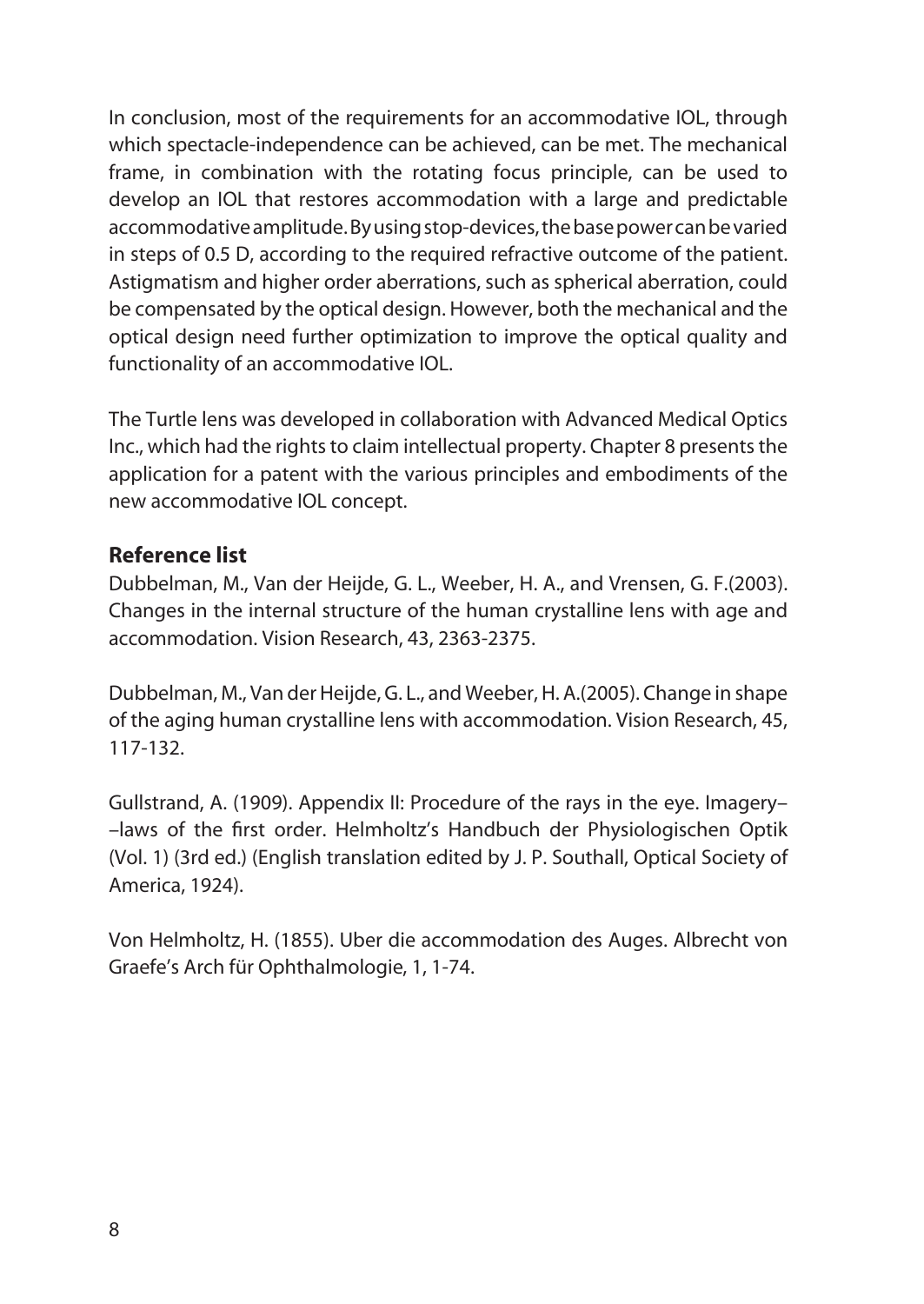In conclusion, most of the requirements for an accommodative IOL, through which spectacle-independence can be achieved, can be met. The mechanical frame, in combination with the rotating focus principle, can be used to develop an IOL that restores accommodation with a large and predictable accommodative amplitude. By using stop-devices, the base power can be varied in steps of 0.5 D, according to the required refractive outcome of the patient. Astigmatism and higher order aberrations, such as spherical aberration, could be compensated by the optical design. However, both the mechanical and the optical design need further optimization to improve the optical quality and functionality of an accommodative IOL.

The Turtle lens was developed in collaboration with Advanced Medical Optics Inc., which had the rights to claim intellectual property. Chapter 8 presents the application for a patent with the various principles and embodiments of the new accommodative IOL concept.

### Reference list

Dubbelman, M., Van der Heijde, G. L., Weeber, H. A., and Vrensen, G. F.(2003). Changes in the internal structure of the human crystalline lens with age and accommodation. Vision Research, 43, 2363-2375.

Dubbelman, M., Van der Heijde, G. L., and Weeber, H. A.(2005). Change in shape of the aging human crystalline lens with accommodation. Vision Research, 45, 117-132.

Gullstrand, A. (1909). Appendix II: Procedure of the rays in the eye. Imagery––laws of the first order. Helmholtz's Handbuch der Physiologischen Optik (Vol. 1) (3rd ed.) (English translation edited by J. P. Southall, Optical Society of America, 1924).

Von Helmholtz, H. (1855). Uber die accommodation des Auges. Albrecht von Graefe's Arch für Ophthalmologie, 1, 1-74.